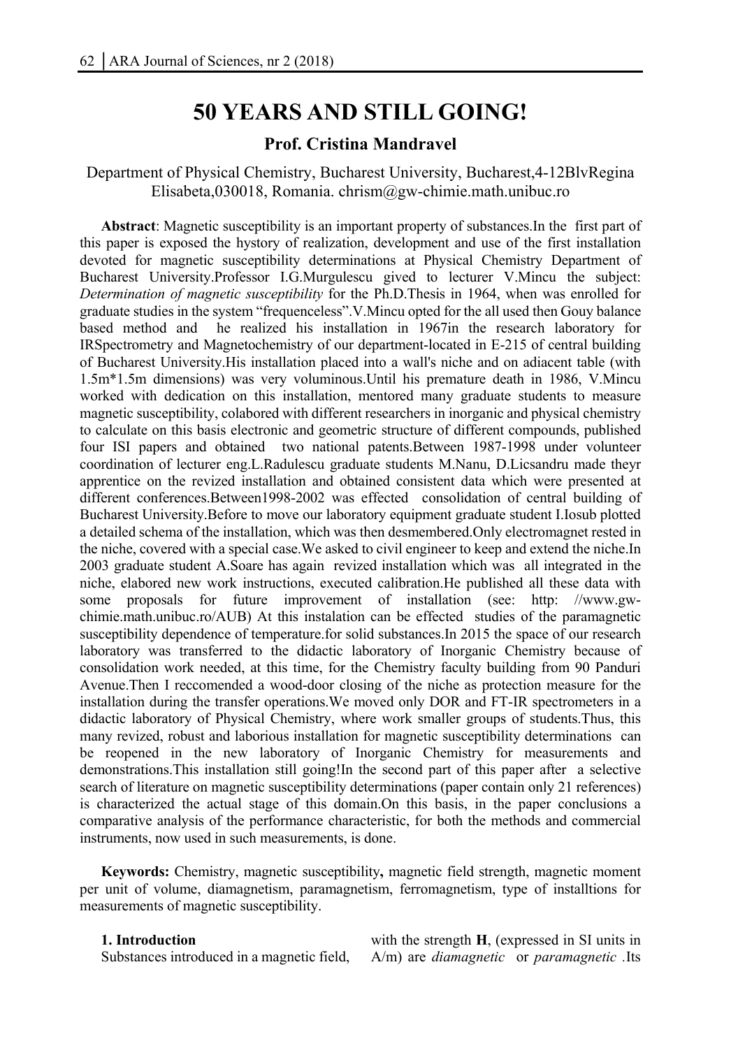# 50 YEARS AND STILL GOING!

**Prof. Cristina Mandravel**

Department of Physical Chemistry, Bucharest University, Bucharest,4-12BlvRegina Elisabeta,030018, Romania. chrism@gw-chimie.math.unibuc.ro

**Abstract**: Magnetic susceptibility is an important property of substances.In the first part of this paper is exposed the hystory of realization, development and use of the first installation devoted for magnetic susceptibility determinations at Physical Chemistry Department of Bucharest University.Professor I.G.Murgulescu gived to lecturer V.Mincu the subject: *Determination of magnetic susceptibility* for the Ph.D.Thesis in 1964, when was enrolled for graduate studies in the system "frequenceless".V.Mincu opted for the all used then Gouy balance based method and he realized his installation in 1967in the research laboratory for IRSpectrometry and Magnetochemistry of our department-located in E-215 of central building of Bucharest University.His installation placed into a wall's niche and on adiacent table (with 1.5m*1.5m dimensions) was very voluminous.Until his premature death in 1986, V.Mincu worked with dedication on this installation, mentored many graduate students to measure magnetic susceptibility, colabored with different researchers in inorganic and physical chemistry to calculate on this basis electronic and geometric structure of different compounds, published four ISI papers and obtained two national patents.Between 1987-1998 under volunteer coordination of lecturer eng.L.Radulescu graduate students M.Nanu, D.Licsandru made theyr apprentice on the revized installation and obtained consistent data which were presented at different conferences.Between1998-2002 was effected consolidation of central building of Bucharest University.Before to move our laboratory equipment graduate student I.Iosub plotted a detailed schema of the installation, which was then desmembered.Only electromagnet rested in the niche, covered with a special case.We asked to civil engineer to keep and extend the niche.In 2003 graduate student A.Soare has again revized installation which was all integrated in the niche, elaborated new work instructions, executed calibration.He published all these data with some proposals for future improvement of installation (see: http: //www.gw-chimie.math.unibuc.ro/AUB) At this instalation can be effected studies of the paramagnetic susceptibility dependence of temperature.for solid substances.In 2015 the space of our research laboratory was transferred to the didactic laboratory of Inorganic Chemistry because of consolidation work needed, at this time, for the Chemistry faculty building from 90 Panduri Avenue.Then I reccomended a wood-door closing of the niche as protection measure for the installation during the transfer operations.We moved only DOR and FT-IR spectrometers in a didactic laboratory of Physical Chemistry, where work smaller groups of students.Thus, this many revized, robust and laborious installation for magnetic susceptibility determinations can be reopened in the new laboratory of Inorganic Chemistry for measurements and demonstrations.This installation still going!In the second part of this paper after a selective search of literature on magnetic susceptibility determinations (paper contain only 21 references) is characterized the actual stage of this domain.On this basis, in the paper conclusions a comparative analysis of the performance characteristic, for both the methods and commercial instruments, now used in such measurements, is done.

**Keywords:** Chemistry, magnetic susceptibility**,** magnetic field strength, magnetic moment per unit of volume, diamagnetism, paramagnetism, ferromagnetism, type of installtions for measurements of magnetic susceptibility.

**1. Introduction**

Substances introduced in a magnetic field, with the strength **H**, (expressed in SI units in A/m) are *diamagnetic* or *paramagnetic* .Its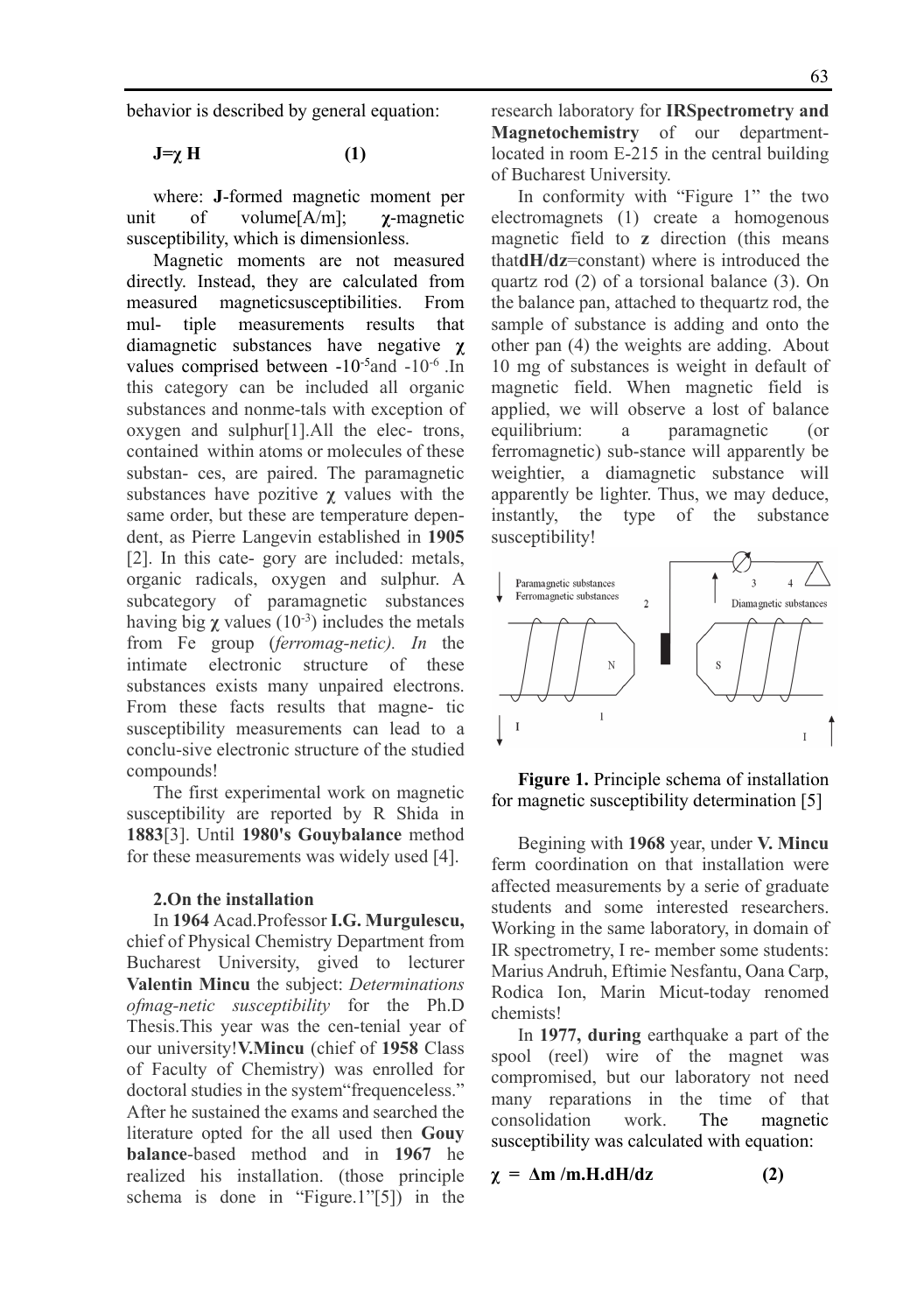behavior is described by general equation:

$$J=\chi H \qquad (1)$$

where: **J**-formed magnetic moment per unit of volume[A/m]; **χ**-magnetic susceptibility, which is dimensionless.

Magnetic moments are not measured directly. Instead, they are calculated from measured magneticsusceptibilities. From mul- tiple measurements results that diamagnetic substances have negative **χ** values comprised between $-10^{-5}$and $-10^{-6}$ .In this category can be included all organic substances and nonme-tals with exception of oxygen and sulphur[1].All the elec- trons, contained within atoms or molecules of these substan- ces, are paired. The paramagnetic substances have pozitive **χ** values with the same order, but these are temperature depen-dent, as Pierre Langevin established in **1905** [2]. In this cate- gory are included: metals, organic radicals, oxygen and sulphur. A subcategory of paramagnetic substances having big **χ** values ($10^{-3}$) includes the metals from Fe group (*ferromag-netic). In* the intimate electronic structure of these substances exists many unpaired electrons. From these facts results that magne- tic susceptibility measurements can lead to a conclu-sive electronic structure of the studied compounds!

The first experimental work on magnetic susceptibility are reported by R Shida in **1883**[3]. Until **1980's Gouybalance** method for these measurements was widely used [4].

**2.On the installation**

In **1964** Acad.Professor **I.G. Murgulescu,** chief of Physical Chemistry Department from Bucharest University, gived to lecturer **Valentin Mincu** the subject: *Determinations ofmag-netic susceptibility* for the Ph.D Thesis.This year was the cen-tenial year of our university!**V.Mincu** (chief of **1958** Class of Faculty of Chemistry) was enrolled for doctoral studies in the system"frequenceless." After he sustained the exams and searched the literature opted for the all used then **Gouy balance**-based method and in **1967** he realized his installation. (those principle schema is done in "Figure.1"[5]) in the research laboratory for **IRSpectrometry and Magnetochemistry** of our department-located in room E-215 in the central building of Bucharest University.

In conformity with "Figure 1" the two electromagnets (1) create a homogenous magnetic field to **z** direction (this means that**dH/dz**=constant) where is introduced the quartz rod (2) of a torsional balance (3). On the balance pan, attached to thequartz rod, the sample of substance is adding and onto the other pan (4) the weights are adding. About 10 mg of substances is weight in default of magnetic field. When magnetic field is applied, we will observe a lost of balance equilibrium: a paramagnetic (or ferromagnetic) sub-stance will apparently be weightier, a diamagnetic substance will apparently be lighter. Thus, we may deduce, instantly, the type of the substance susceptibility!

**Figure 1.** Principle schema of installation for magnetic susceptibility determination [5]

Begining with **1968** year, under **V. Mincu** ferm coordination on that installation were affected measurements by a serie of graduate students and some interested researchers. Working in the same laboratory, in domain of IR spectrometry, I re- member some students: Marius Andruh, Eftimie Nesfantu, Oana Carp, Rodica Ion, Marin Micut-today renomed chemists!

In **1977, during** earthquake a part of the spool (reel) wire of the magnet was compromised, but our laboratory not need many reparations in the time of that consolidation work. The magnetic susceptibility was calculated with equation:

$$\chi = \Delta m / m.H.dH/dz \qquad (2)$$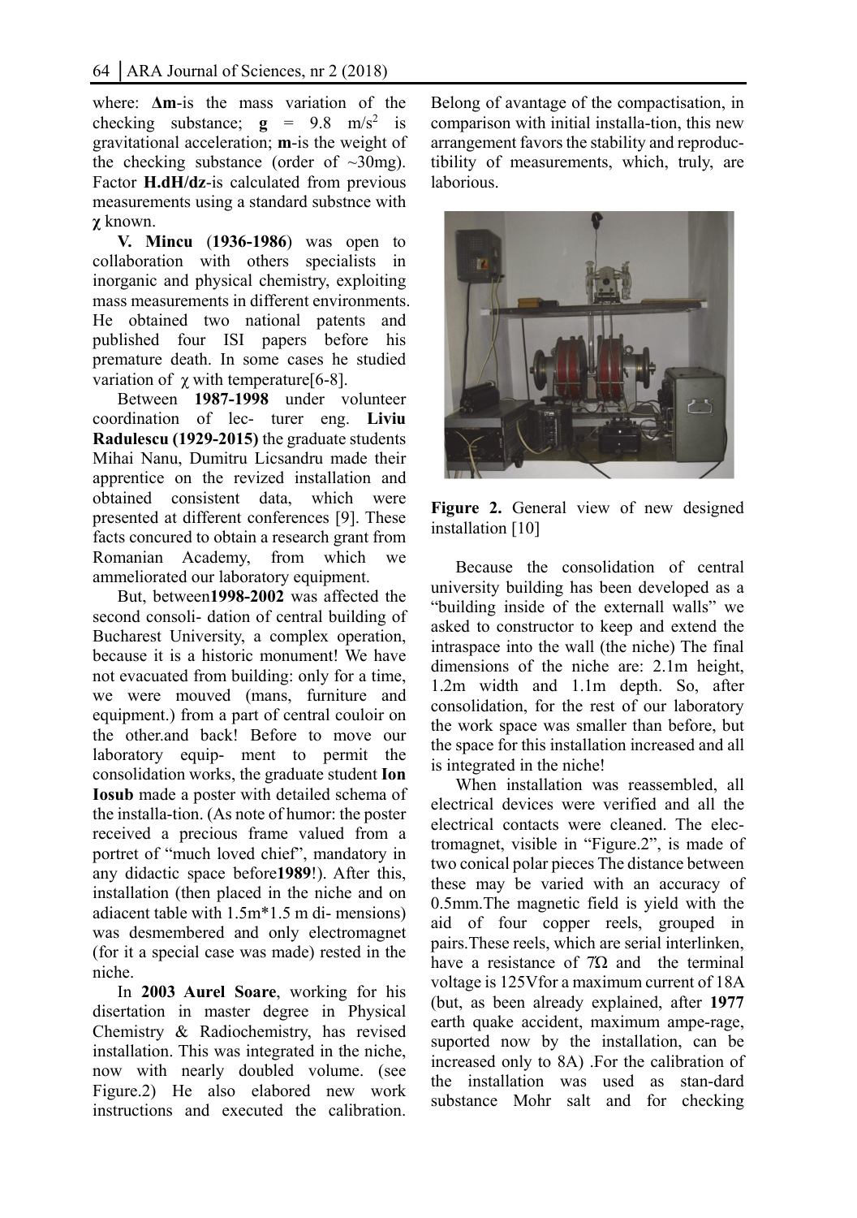where: **Δm**-is the mass variation of the checking substance; **g** = 9.8 $m/s^2$ is gravitational acceleration; **m**-is the weight of the checking substance (order of ~30mg). Factor **H.dH/dz**-is calculated from previous measurements using a standard substnce with **χ** known.

**V. Mincu** (**1936-1986**) was open to collaboration with others specialists in inorganic and physical chemistry, exploiting mass measurements in different environments. He obtained two national patents and published four ISI papers before his premature death. In some cases he studied variation of χ with temperature[6-8].

Between **1987-1998** under volunteer coordination of lec- turer eng. **Liviu Radulescu (1929-2015)** the graduate students Mihai Nanu, Dumitru Licsandru made their apprentice on the revized installation and obtained consistent data, which were presented at different conferences [9]. These facts concured to obtain a research grant from Romanian Academy, from which we ammeliorated our laboratory equipment.

But, between**1998-2002** was affected the second consoli- dation of central building of Bucharest University, a complex operation, because it is a historic monument! We have not evacuated from building: only for a time, we were mouved (mans, furniture and equipment.) from a part of central couloir on the other.and back! Before to move our laboratory equip- ment to permit the consolidation works, the graduate student **Ion Iosub** made a poster with detailed schema of the installa-tion. (As note of humor: the poster received a precious frame valued from a portret of "much loved chief", mandatory in any didactic space before**1989**!). After this, installation (then placed in the niche and on adiacent table with 1.5m*1.5 m di- mensions) was desmembered and only electromagnet (for it a special case was made) rested in the niche.

In **2003 Aurel Soare**, working for his disertation in master degree in Physical Chemistry & Radiochemistry, has revised installation. This was integrated in the niche, now with nearly doubled volume. (see Figure.2) He also elaborated new work instructions and executed the calibration. Belong of avantage of the compactisation, in comparison with initial installa-tion, this new arrangement favors the stability and reproduc-tibility of measurements, which, truly, are laborious.

**Figure 2.** General view of new designed installation [10]

Because the consolidation of central university building has been developed as a "building inside of the externall walls" we asked to constructor to keep and extend the intraspace into the wall (the niche) The final dimensions of the niche are: 2.1m height, 1.2m width and 1.1m depth. So, after consolidation, for the rest of our laboratory the work space was smaller than before, but the space for this installation increased and all is integrated in the niche!

When installation was reassembled, all electrical devices were verified and all the electrical contacts were cleaned. The elec-tromagnet, visible in "Figure.2", is made of two conical polar pieces The distance between these may be varied with an accuracy of 0.5mm.The magnetic field is yield with the aid of four copper reels, grouped in pairs.These reels, which are serial interlinken, have a resistance of 7Ω and the terminal voltage is 125Vfor a maximum current of 18A (but, as been already explained, after **1977** earth quake accident, maximum ampe-rage, suported now by the installation, can be increased only to 8A) .For the calibration of the installation was used as stan-dard substance Mohr salt and for checking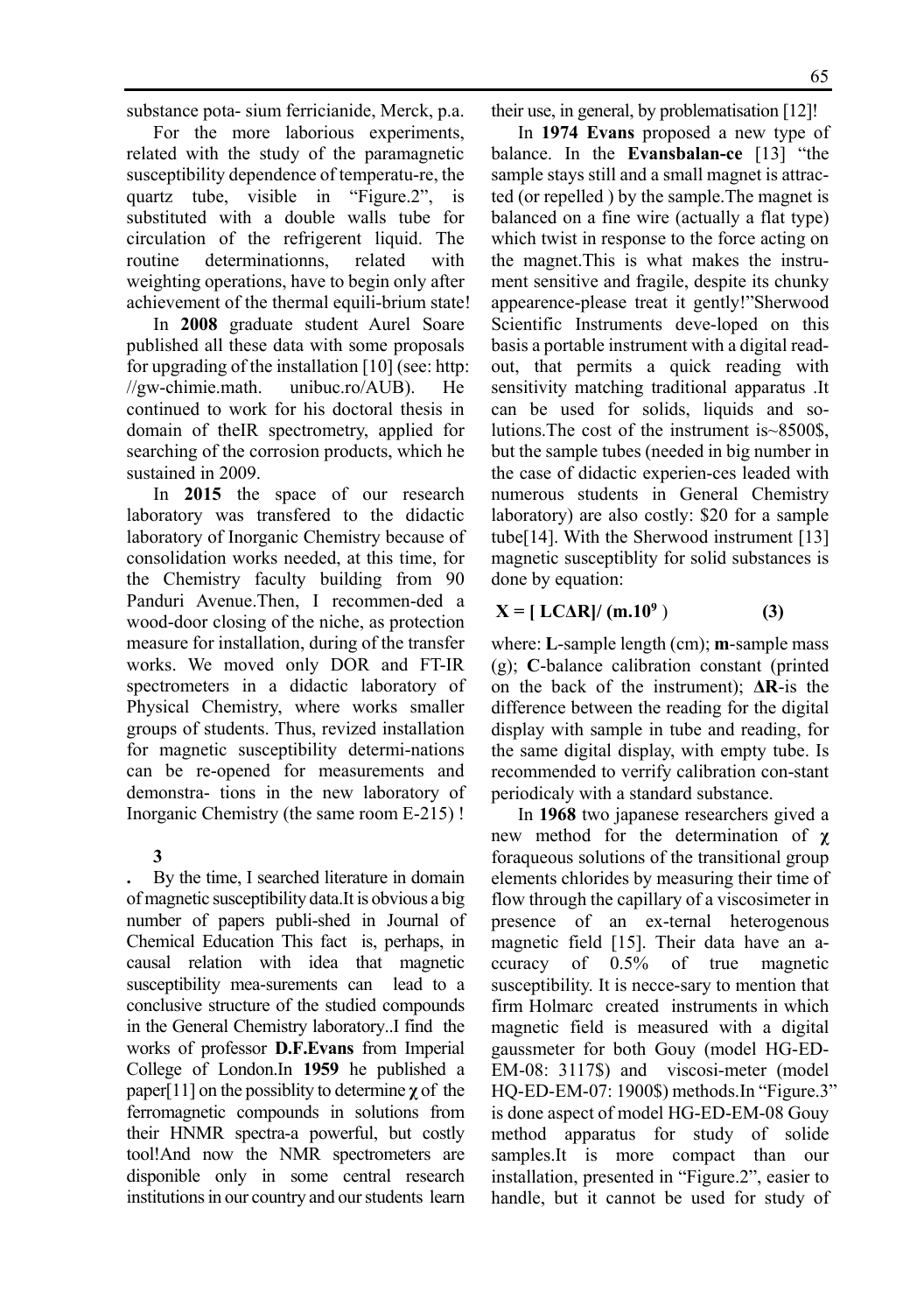substance pota- sium ferricianide, Merck, p.a.

For the more laborious experiments, related with the study of the paramagnetic susceptibility dependence of temperatu-re, the quartz tube, visible in "Figure.2", is substituted with a double walls tube for circulation of the refrigerent liquid. The routine determinationns, related with weighting operations, have to begin only after achievement of the thermal equili-brium state!

In **2008** graduate student Aurel Soare published all these data with some proposals for upgrading of the installation [10] (see: http: //gw-chimie.math. unibuc.ro/AUB). He continued to work for his doctoral thesis in domain of theIR spectrometry, applied for searching of the corrosion products, which he sustained in 2009.

In **2015** the space of our research laboratory was transfered to the didactic laboratory of Inorganic Chemistry because of consolidation works needed, at this time, for the Chemistry faculty building from 90 Panduri Avenue.Then, I recommen-ded a wood-door closing of the niche, as protection measure for installation, during of the transfer works. We moved only DOR and FT-IR spectrometers in a didactic laboratory of Physical Chemistry, where works smaller groups of students. Thus, revized installation for magnetic susceptibility determi-nations can be re-opened for measurements and demonstra- tions in the new laboratory of Inorganic Chemistry (the same room E-215) !

**3**

**.** By the time, I searched literature in domain of magnetic susceptibility data.It is obvious a big number of papers publi-shed in Journal of Chemical Education This fact is, perhaps, in causal relation with idea that magnetic susceptibility mea-surements can lead to a conclusive structure of the studied compounds in the General Chemistry laboratory..I find the works of professor **D.F.Evans** from Imperial College of London.In **1959** he published a paper[11] on the possiblity to determine **$\chi$** of the ferromagnetic compounds in solutions from their HNMR spectra-a powerful, but costly tool!And now the NMR spectrometers are disponible only in some central research institutions in our country and our students learn their use, in general, by problematisation [12]!

In **1974 Evans** proposed a new type of balance. In the **Evansbalan-ce** [13] "the sample stays still and a small magnet is attrac-ted (or repelled ) by the sample.The magnet is balanced on a fine wire (actually a flat type) which twist in response to the force acting on the magnet.This is what makes the instru-ment sensitive and fragile, despite its chunky appearence-please treat it gently!"Sherwood Scientific Instruments deve-loped on this basis a portable instrument with a digital read-out, that permits a quick reading with sensitivity matching traditional apparatus .It can be used for solids, liquids and so-lutions.The cost of the instrument is~8500$, but the sample tubes (needed in big number in the case of didactic experien-ces leaded with numerous students in General Chemistry laboratory) are also costly: $20 for a sample tube[14]. With the Sherwood instrument [13] magnetic susceptiblity for solid substances is done by equation:

$$\mathbf{X = [\,LC\Delta R]/\,(m.10^{9}\,)} \qquad \textbf{(3)}$$

where: **L**-sample length (cm); **m**-sample mass (g); **C**-balance calibration constant (printed on the back of the instrument); **ΔR**-is the difference between the reading for the digital display with sample in tube and reading, for the same digital display, with empty tube. Is recommended to verrify calibration con-stant periodicaly with a standard substance.

In **1968** two japanese researchers gived a new method for the determination of **$\chi$** foraqueous solutions of the transitional group elements chlorides by measuring their time of flow through the capillary of a viscosimeter in presence of an ex-ternal heterogenous magnetic field [15]. Their data have an a-ccuracy of 0.5% of true magnetic susceptibility. It is necce-sary to mention that firm Holmarc created instruments in which magnetic field is measured with a digital gaussmeter for both Gouy (model HG-ED-EM-08: 3117$) and viscosi-meter (model HQ-ED-EM-07: 1900$) methods.In "Figure.3" is done aspect of model HG-ED-EM-08 Gouy method apparatus for study of solide samples.It is more compact than our installation, presented in "Figure.2", easier to handle, but it cannot be used for study of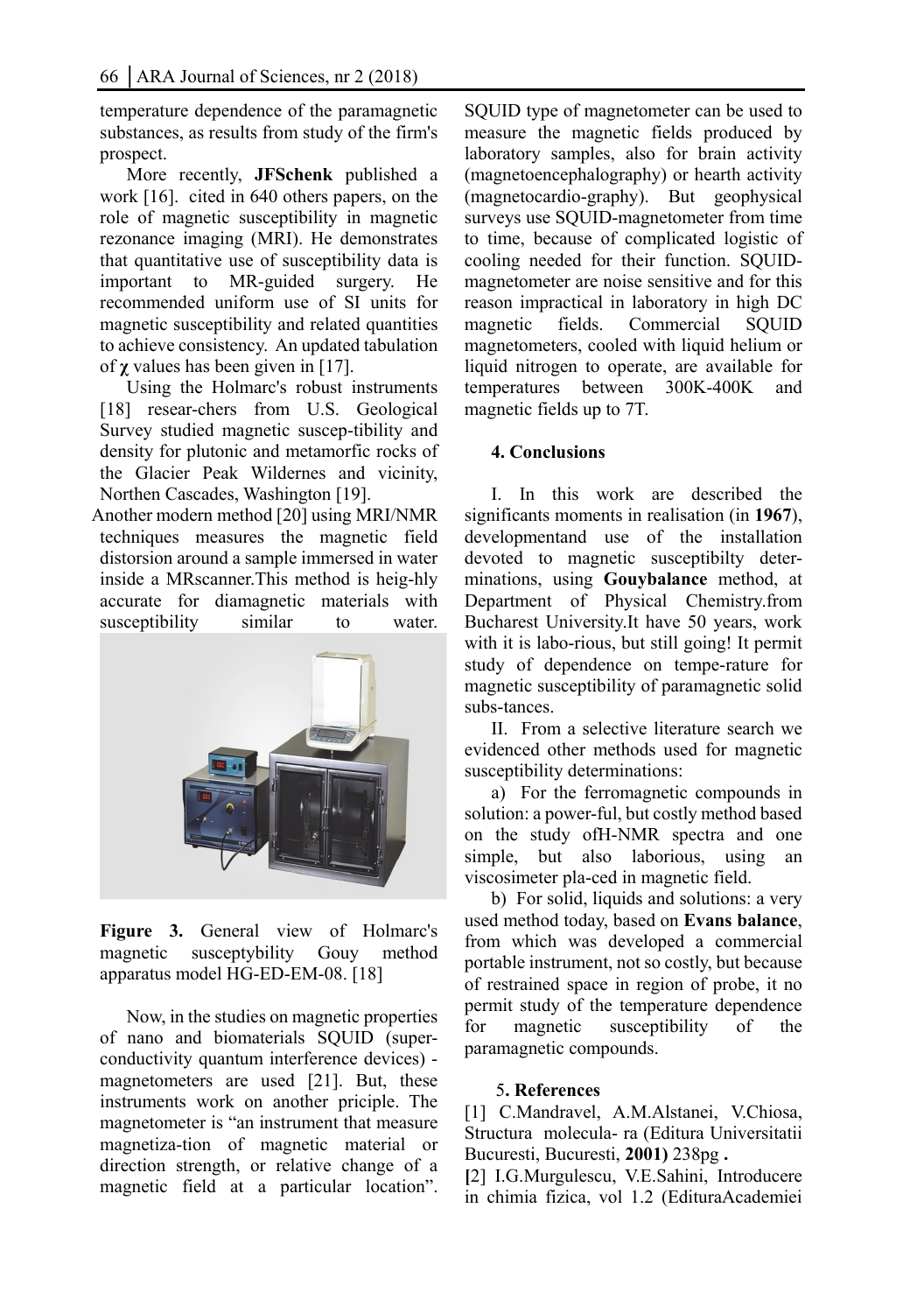temperature dependence of the paramagnetic substances, as results from study of the firm's prospect.

More recently, **JFSchenk** published a work [16]. cited in 640 others papers, on the role of magnetic susceptibility in magnetic rezonance imaging (MRI). He demonstrates that quantitative use of susceptibility data is important to MR-guided surgery. He recommended uniform use of SI units for magnetic susceptibility and related quantities to achieve consistency. An updated tabulation of **χ** values has been given in [17].

Using the Holmarc's robust instruments [18] resear-chers from U.S. Geological Survey studied magnetic suscep-tibility and density for plutonic and metamorfic rocks of the Glacier Peak Wildernes and vicinity, Northen Cascades, Washington [19].

Another modern method [20] using MRI/NMR techniques measures the magnetic field distorsion around a sample immersed in water inside a MRscanner.This method is heig-hly accurate for diamagnetic materials with susceptibility similar to water.

**Figure 3.** General view of Holmarc's magnetic susceptybility Gouy method apparatus model HG-ED-EM-08. [18]

Now, in the studies on magnetic properties of nano and biomaterials SQUID (super-conductivity quantum interference devices) - magnetometers are used [21]. But, these instruments work on another priciple. The magnetometer is "an instrument that measure magnetiza-tion of magnetic material or direction strength, or relative change of a magnetic field at a particular location". SQUID type of magnetometer can be used to measure the magnetic fields produced by laboratory samples, also for brain activity (magnetoencephalography) or hearth activity (magnetocardio-graphy). But geophysical surveys use SQUID-magnetometer from time to time, because of complicated logistic of cooling needed for their function. SQUID-magnetometer are noise sensitive and for this reason impractical in laboratory in high DC magnetic fields. Commercial SQUID magnetometers, cooled with liquid helium or liquid nitrogen to operate, are available for temperatures between 300K-400K and magnetic fields up to 7T.

## 4. Conclusions

I. In this work are described the significants moments in realisation (in **1967**), developmentand use of the installation devoted to magnetic susceptibilty deter-minations, using **Gouybalance** method, at Department of Physical Chemistry.from Bucharest University.It have 50 years, work with it is labo-rious, but still going! It permit study of dependence on tempe-rature for magnetic susceptibility of paramagnetic solid subs-tances.

II. From a selective literature search we evidenced other methods used for magnetic susceptibility determinations:

a) For the ferromagnetic compounds in solution: a power-ful, but costly method based on the study ofH-NMR spectra and one simple, but also laborious, using an viscosimeter pla-ced in magnetic field.

b) For solid, liquids and solutions: a very used method today, based on **Evans balance**, from which was developed a commercial portable instrument, not so costly, but because of restrained space in region of probe, it no permit study of the temperature dependence for magnetic susceptibility of the paramagnetic compounds.

## 5. References

[1] C.Mandravel, A.M.Alstanei, V.Chiosa, Structura molecula- ra (Editura Universitatii Bucuresti, Bucuresti, **2001)** 238pg **.**

**[**2] I.G.Murgulescu, V.E.Sahini, Introducere in chimia fizica, vol 1.2 (EdituraAcademiei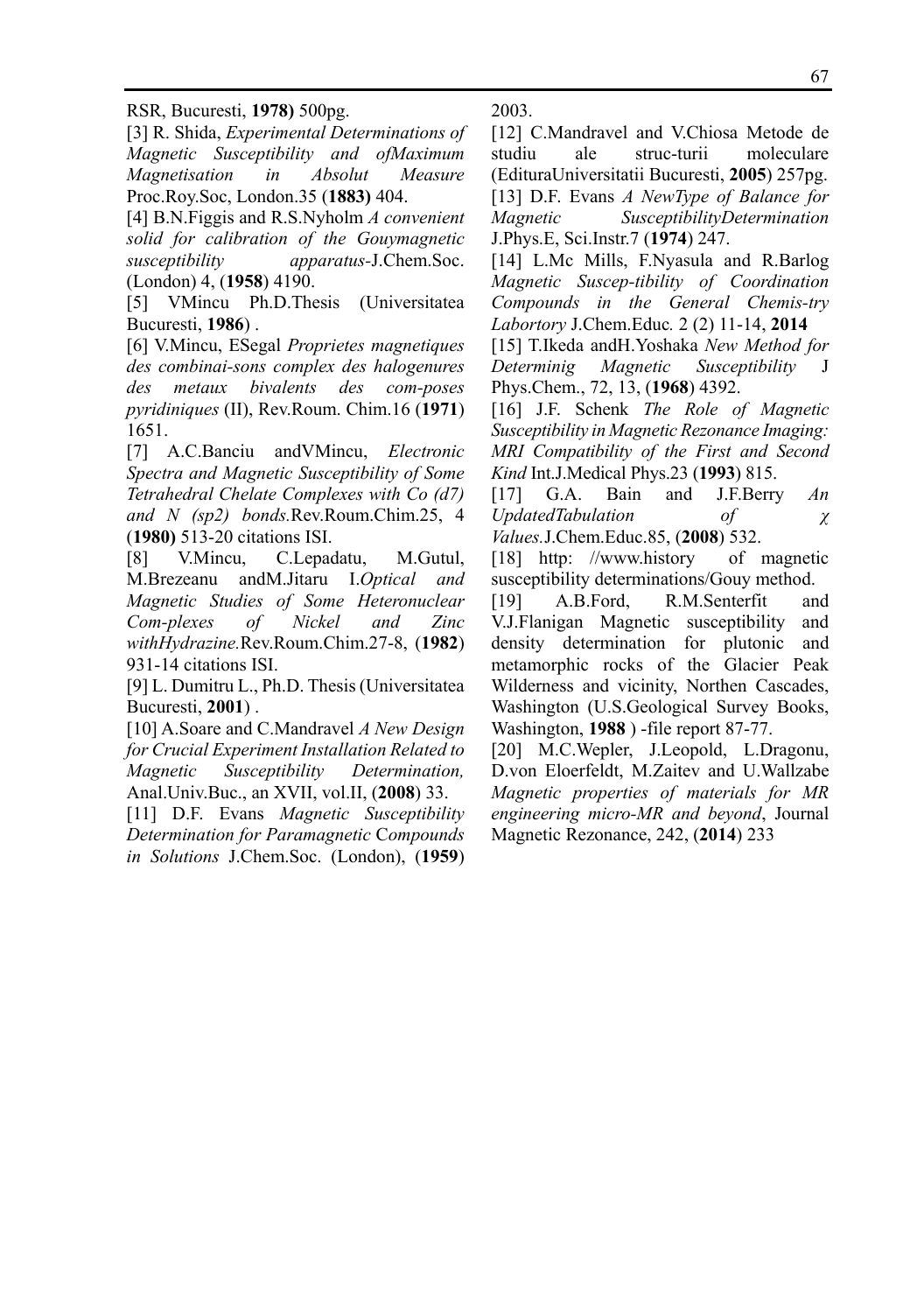RSR, Bucuresti, **1978)** 500pg.

[3] R. Shida, *Experimental Determinations of Magnetic Susceptibility and ofMaximum Magnetisation in Absolut Measure* Proc.Roy.Soc, London.35 (**1883)** 404.

[4] B.N.Figgis and R.S.Nyholm *A convenient solid for calibration of the Gouymagnetic susceptibility apparatus*-J.Chem.Soc. (London) 4, (**1958**) 4190.

[5] VMincu Ph.D.Thesis (Universitatea Bucuresti, **1986**) .

[6] V.Mincu, ESegal *Proprietes magnetiques des combinai-sons complex des halogenures des metaux bivalents des com-poses pyridiniques* (II), Rev.Roum. Chim.16 (**1971**) 1651.

[7] A.C.Banciu andVMincu, *Electronic Spectra and Magnetic Susceptibility of Some Tetrahedral Chelate Complexes with Co (d7) and N (sp2) bonds.*Rev.Roum.Chim.25, 4 (**1980)** 513-20 citations ISI.

[8] V.Mincu, C.Lepadatu, M.Gutul, M.Brezeanu andM.Jitaru I.*Optical and Magnetic Studies of Some Heteronuclear Com-plexes of Nickel and Zinc withHydrazine.*Rev.Roum.Chim.27-8, (**1982**) 931-14 citations ISI.

[9] L. Dumitru L., Ph.D. Thesis (Universitatea Bucuresti, **2001**) .

[10] A.Soare and C.Mandravel *A New Design for Crucial Experiment Installation Related to Magnetic Susceptibility Determination,* Anal.Univ.Buc., an XVII, vol.II, (**2008**) 33.

[11] D.F. Evans *Magnetic Susceptibility Determination for Paramagnetic Compounds in Solutions* J.Chem.Soc. (London), (**1959**) 2003.

[12] C.Mandravel and V.Chiosa Metode de studiu ale struc-turii moleculare (EdituraUniversitatii Bucuresti, **2005**) 257pg.

[13] D.F. Evans *A NewType of Balance for Magnetic SusceptibilityDetermination* J.Phys.E, Sci.Instr.7 (**1974**) 247.

[14] L.Mc Mills, F.Nyasula and R.Barlog *Magnetic Suscep-tibility of Coordination Compounds in the General Chemis-try Labortory* J.Chem.Educ*.* 2 (2) 11-14, **2014**

[15] T.Ikeda andH.Yoshaka *New Method for Determinig Magnetic Susceptibility* J Phys.Chem., 72, 13, (**1968**) 4392.

[16] J.F. Schenk *The Role of Magnetic Susceptibility in Magnetic Rezonance Imaging: MRI Compatibility of the First and Second Kind* Int.J.Medical Phys.23 (**1993**) 815.

[17] G.A. Bain and J.F.Berry *An UpdatedTabulation of $\chi$ Values.*J.Chem.Educ.85, (**2008**) 532.

[18] http: //www.history of magnetic susceptibility determinations/Gouy method.

[19] A.B.Ford, R.M.Senterfit and V.J.Flanigan Magnetic susceptibility and density determination for plutonic and metamorphic rocks of the Glacier Peak Wilderness and vicinity, Northen Cascades, Washington (U.S.Geological Survey Books, Washington, **1988** ) -file report 87-77.

[20] M.C.Wepler, J.Leopold, L.Dragonu, D.von Eloerfeldt, M.Zaitev and U.Wallzabe *Magnetic properties of materials for MR engineering micro-MR and beyond*, Journal Magnetic Rezonance, 242, (**2014**) 233